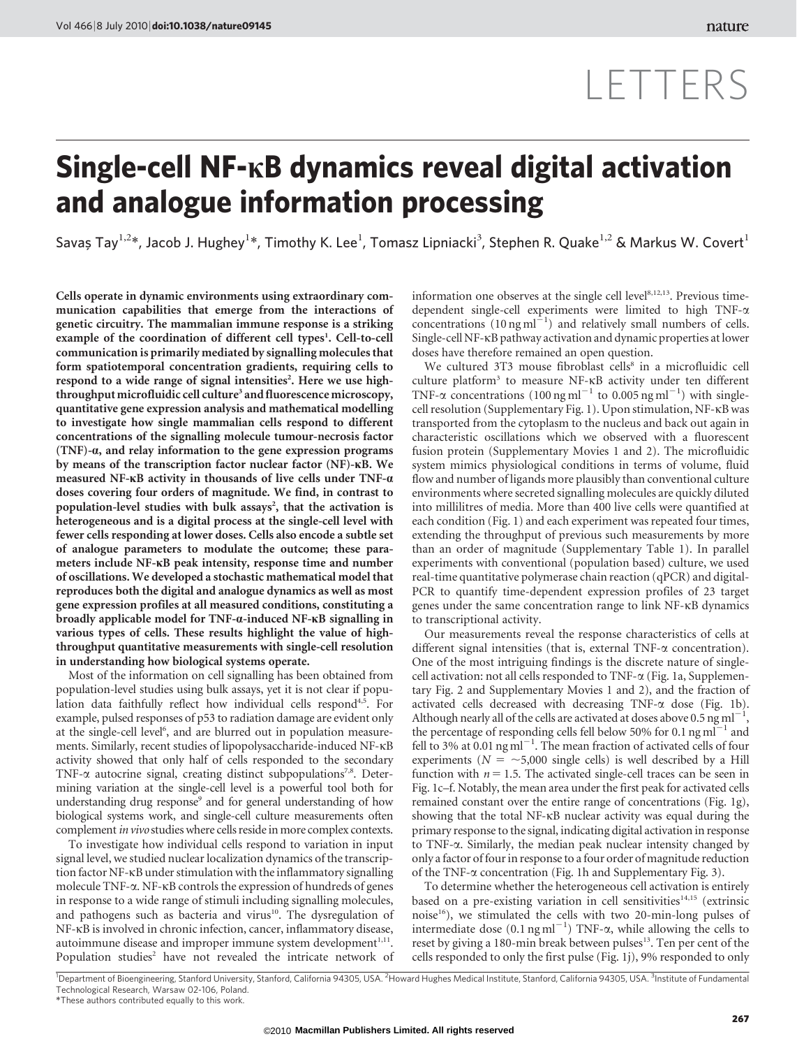# LETTERS

# Single-cell NF-κB dynamics reveal digital activation and analogue information processing

Savaş Tay[1,2]*, Jacob J. Hughey[1]*, Timothy K. Lee[1], Tomasz Lipniacki[3], Stephen R. Quake[1,2] & Markus W. Covert[1]

**Cells operate in dynamic environments using extraordinary communication capabilities that emerge from the interactions of genetic circuitry. The mammalian immune response is a striking example of the coordination of different cell types[1]. Cell-to-cell communication is primarily mediated by signalling molecules that form spatiotemporal concentration gradients, requiring cells to respond to a wide range of signal intensities[2]. Here we use high-throughput microfluidic cell culture[3] and fluorescence microscopy, quantitative gene expression analysis and mathematical modelling to investigate how single mammalian cells respond to different concentrations of the signalling molecule tumour-necrosis factor (TNF)-α, and relay information to the gene expression programs by means of the transcription factor nuclear factor (NF)-κB. We measured NF-κB activity in thousands of live cells under TNF-α doses covering four orders of magnitude. We find, in contrast to population-level studies with bulk assays[2], that the activation is heterogeneous and is a digital process at the single-cell level with fewer cells responding at lower doses. Cells also encode a subtle set of analogue parameters to modulate the outcome; these parameters include NF-κB peak intensity, response time and number of oscillations. We developed a stochastic mathematical model that reproduces both the digital and analogue dynamics as well as most gene expression profiles at all measured conditions, constituting a broadly applicable model for TNF-α-induced NF-κB signalling in various types of cells. These results highlight the value of high-throughput quantitative measurements with single-cell resolution in understanding how biological systems operate.**

Most of the information on cell signalling has been obtained from population-level studies using bulk assays, yet it is not clear if population data faithfully reflect how individual cells respond[4,5]. For example, pulsed responses of p53 to radiation damage are evident only at the single-cell level[6], and are blurred out in population measurements. Similarly, recent studies of lipopolysaccharide-induced NF-κB activity showed that only half of cells responded to the secondary TNF-α autocrine signal, creating distinct subpopulations[7,8]. Determining variation at the single-cell level is a powerful tool both for understanding drug response[9] and for general understanding of how biological systems work, and single-cell culture measurements often complement *in vivo* studies where cells reside in more complex contexts.

To investigate how individual cells respond to variation in input signal level, we studied nuclear localization dynamics of the transcription factor NF-κB under stimulation with the inflammatory signalling molecule TNF-α. NF-κB controls the expression of hundreds of genes in response to a wide range of stimuli including signalling molecules, and pathogens such as bacteria and virus[10]. The dysregulation of NF-κB is involved in chronic infection, cancer, inflammatory disease, autoimmune disease and improper immune system development[1,11]. Population studies[2] have not revealed the intricate network of information one observes at the single cell level[8,12,13]. Previous time-dependent single-cell experiments were limited to high TNF-α concentrations ($10\,\mathrm{ng\,ml^{-1}}$) and relatively small numbers of cells. Single-cell NF-κB pathway activation and dynamic properties at lower doses have therefore remained an open question.

We cultured 3T3 mouse fibroblast cells[8] in a microfluidic cell culture platform[3] to measure NF-κB activity under ten different TNF-α concentrations ($100\,\mathrm{ng\,ml^{-1}}$ to $0.005\,\mathrm{ng\,ml^{-1}}$) with single-cell resolution (Supplementary Fig. 1). Upon stimulation, NF-κB was transported from the cytoplasm to the nucleus and back out again in characteristic oscillations which we observed with a fluorescent fusion protein (Supplementary Movies 1 and 2). The microfluidic system mimics physiological conditions in terms of volume, fluid flow and number of ligands more plausibly than conventional culture environments where secreted signalling molecules are quickly diluted into millilitres of media. More than 400 live cells were quantified at each condition (Fig. 1) and each experiment was repeated four times, extending the throughput of previous such measurements by more than an order of magnitude (Supplementary Table 1). In parallel experiments with conventional (population based) culture, we used real-time quantitative polymerase chain reaction (qPCR) and digital-PCR to quantify time-dependent expression profiles of 23 target genes under the same concentration range to link NF-κB dynamics to transcriptional activity.

Our measurements reveal the response characteristics of cells at different signal intensities (that is, external TNF-α concentration). One of the most intriguing findings is the discrete nature of single-cell activation: not all cells responded to TNF-α (Fig. 1a, Supplementary Fig. 2 and Supplementary Movies 1 and 2), and the fraction of activated cells decreased with decreasing TNF-α dose (Fig. 1b). Although nearly all of the cells are activated at doses above $0.5\,\mathrm{ng\,ml^{-1}}$, the percentage of responding cells fell below 50% for $0.1\,\mathrm{ng\,ml^{-1}}$ and fell to 3% at $0.01\,\mathrm{ng\,ml^{-1}}$. The mean fraction of activated cells of four experiments ($N = \sim5{,}000$ single cells) is well described by a Hill function with $n = 1.5$. The activated single-cell traces can be seen in Fig. 1c–f. Notably, the mean area under the first peak for activated cells remained constant over the entire range of concentrations (Fig. 1g), showing that the total NF-κB nuclear activity was equal during the primary response to the signal, indicating digital activation in response to TNF-α. Similarly, the median peak nuclear intensity changed by only a factor of four in response to a four order of magnitude reduction of the TNF-α concentration (Fig. 1h and Supplementary Fig. 3).

To determine whether the heterogeneous cell activation is entirely based on a pre-existing variation in cell sensitivities[14,15] (extrinsic noise[16]), we stimulated the cells with two 20-min-long pulses of intermediate dose ($0.1\,\mathrm{ng\,ml^{-1}}$) TNF-α, while allowing the cells to reset by giving a 180-min break between pulses[13]. Ten per cent of the cells responded to only the first pulse (Fig. 1j), 9% responded to only

[1]Department of Bioengineering, Stanford University, Stanford, California 94305, USA. [2]Howard Hughes Medical Institute, Stanford, California 94305, USA. [3]Institute of Fundamental Technological Research, Warsaw 02-106, Poland.
*These authors contributed equally to this work.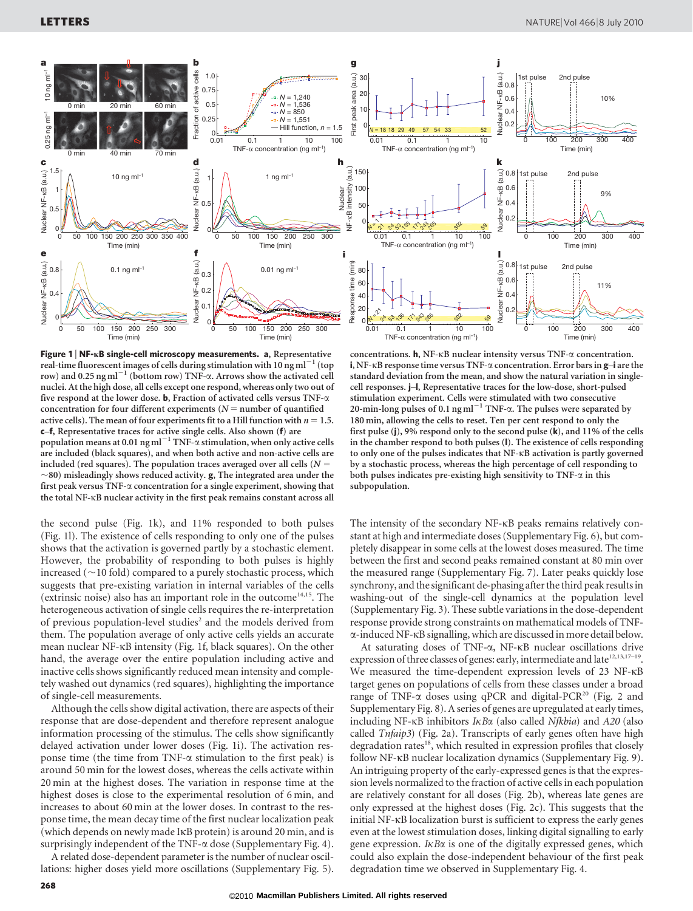**Figure 1 | NF-κB single-cell microscopy measurements. a**, Representative real-time fluorescent images of cells during stimulation with 10 ng ml$^{-1}$ (top row) and 0.25 ng ml$^{-1}$ (bottom row) TNF-α. Arrows show the activated cell nuclei. At the high dose, all cells except one respond, whereas only two out of five respond at the lower dose. **b**, Fraction of activated cells versus TNF-α concentration for four different experiments ($N$ = number of quantified active cells). The mean of four experiments fit to a Hill function with $n = 1.5$. **c–f**, Representative traces for active single cells. Also shown (**f**) are population means at 0.01 ng ml$^{-1}$ TNF-α stimulation, when only active cells are included (black squares), and when both active and non-active cells are included (red squares). The population traces averaged over all cells ($N = \sim 80$) misleadingly shows reduced activity. **g**, The integrated area under the first peak versus TNF-α concentration for a single experiment, showing that the total NF-κB nuclear activity in the first peak remains constant across all concentrations. **h**, NF-κB nuclear intensity versus TNF-α concentration. **i**, NF-κB response time versus TNF-α concentration. Error bars in **g–i** are the standard deviation from the mean, and show the natural variation in single-cell responses. **j–l**, Representative traces for the low-dose, short-pulsed stimulation experiment. Cells were stimulated with two consecutive 20-min-long pulses of 0.1 ng ml$^{-1}$ TNF-α. The pulses were separated by 180 min, allowing the cells to reset. Ten per cent respond to only the first pulse (**j**), 9% respond only to the second pulse (**k**), and 11% of the cells in the chamber respond to both pulses (**l**). The existence of cells responding to only one of the pulses indicates that NF-κB activation is partly governed by a stochastic process, whereas the high percentage of cells responding to both pulses indicates pre-existing high sensitivity to TNF-α in this subpopulation.

the second pulse (Fig. 1k), and 11% responded to both pulses (Fig. 1l). The existence of cells responding to only one of the pulses shows that the activation is governed partly by a stochastic element. However, the probability of responding to both pulses is highly increased (~10 fold) compared to a purely stochastic process, which suggests that pre-existing variation in internal variables of the cells (extrinsic noise) also has an important role in the outcome[14,15]. The heterogeneous activation of single cells requires the re-interpretation of previous population-level studies[2] and the models derived from them. The population average of only active cells yields an accurate mean nuclear NF-κB intensity (Fig. 1f, black squares). On the other hand, the average over the entire population including active and inactive cells shows significantly reduced mean intensity and completely washed out dynamics (red squares), highlighting the importance of single-cell measurements.

Although the cells show digital activation, there are aspects of their response that are dose-dependent and therefore represent analogue information processing of the stimulus. The cells show significantly delayed activation under lower doses (Fig. 1i). The activation response time (the time from TNF-α stimulation to the first peak) is around 50 min for the lowest doses, whereas the cells activate within 20 min at the highest doses. The variation in response time at the highest doses is close to the experimental resolution of 6 min, and increases to about 60 min at the lower doses. In contrast to the response time, the mean decay time of the first nuclear localization peak (which depends on newly made IκB protein) is around 20 min, and is surprisingly independent of the TNF-α dose (Supplementary Fig. 4).

A related dose-dependent parameter is the number of nuclear oscillations: higher doses yield more oscillations (Supplementary Fig. 5). The intensity of the secondary NF-κB peaks remains relatively constant at high and intermediate doses (Supplementary Fig. 6), but completely disappear in some cells at the lowest doses measured. The time between the first and second peaks remained constant at 80 min over the measured range (Supplementary Fig. 7). Later peaks quickly lose synchrony, and the significant de-phasing after the third peak results in washing-out of the single-cell dynamics at the population level (Supplementary Fig. 3). These subtle variations in the dose-dependent response provide strong constraints on mathematical models of TNF-α-induced NF-κB signalling, which are discussed in more detail below.

At saturating doses of TNF-α, NF-κB nuclear oscillations drive expression of three classes of genes: early, intermediate and late[12,13,17–19]. We measured the time-dependent expression levels of 23 NF-κB target genes on populations of cells from these classes under a broad range of TNF-α doses using qPCR and digital-PCR[20] (Fig. 2 and Supplementary Fig. 8). A series of genes are upregulated at early times, including NF-κB inhibitors *IκBα* (also called *Nfkbia*) and *A20* (also called *Tnfaip3*) (Fig. 2a). Transcripts of early genes often have high degradation rates[18], which resulted in expression profiles that closely follow NF-κB nuclear localization dynamics (Supplementary Fig. 9). An intriguing property of the early-expressed genes is that the expression levels normalized to the fraction of active cells in each population are relatively constant for all doses (Fig. 2b), whereas late genes are only expressed at the highest doses (Fig. 2c). This suggests that the initial NF-κB localization burst is sufficient to express the early genes even at the lowest stimulation doses, linking digital signalling to early gene expression. *IκBα* is one of the digitally expressed genes, which could also explain the dose-independent behaviour of the first peak degradation time we observed in Supplementary Fig. 4.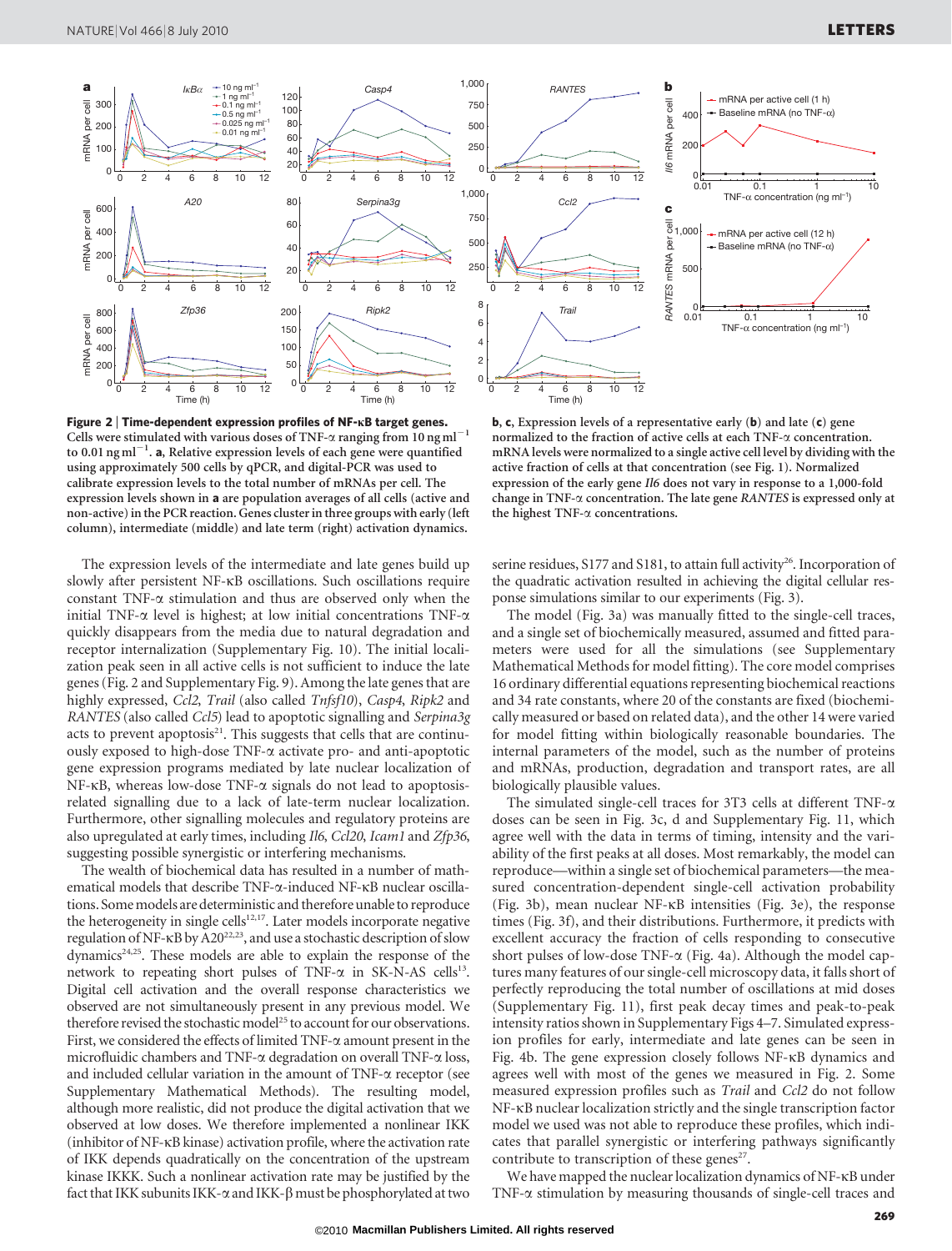**Figure 2 | Time-dependent expression profiles of NF-κB target genes.** Cells were stimulated with various doses of TNF-α ranging from 10 ng ml$^{-1}$ to 0.01 ng ml$^{-1}$. **a**, Relative expression levels of each gene were quantified using approximately 500 cells by qPCR, and digital-PCR was used to calibrate expression levels to the total number of mRNAs per cell. The expression levels shown in **a** are population averages of all cells (active and non-active) in the PCR reaction. Genes cluster in three groups with early (left column), intermediate (middle) and late term (right) activation dynamics. **b**, **c**, Expression levels of a representative early (**b**) and late (**c**) gene normalized to the fraction of active cells at each TNF-α concentration. mRNA levels were normalized to a single active cell level by dividing with the active fraction of cells at that concentration (see Fig. 1). Normalized expression of the early gene *Il6* does not vary in response to a 1,000-fold change in TNF-α concentration. The late gene *RANTES* is expressed only at the highest TNF-α concentrations.

The expression levels of the intermediate and late genes build up slowly after persistent NF-κB oscillations. Such oscillations require constant TNF-α stimulation and thus are observed only when the initial TNF-α level is highest; at low initial concentrations TNF-α quickly disappears from the media due to natural degradation and receptor internalization (Supplementary Fig. 10). The initial localization peak seen in all active cells is not sufficient to induce the late genes (Fig. 2 and Supplementary Fig. 9). Among the late genes that are highly expressed, *Ccl2*, *Trail* (also called *Tnfsf10*), *Casp4*, *Ripk2* and *RANTES* (also called *Ccl5*) lead to apoptotic signalling and *Serpina3g* acts to prevent apoptosis[21]. This suggests that cells that are continuously exposed to high-dose TNF-α activate pro- and anti-apoptotic gene expression programs mediated by late nuclear localization of NF-κB, whereas low-dose TNF-α signals do not lead to apoptosis-related signalling due to a lack of late-term nuclear localization. Furthermore, other signalling molecules and regulatory proteins are also upregulated at early times, including *Il6*, *Ccl20*, *Icam1* and *Zfp36*, suggesting possible synergistic or interfering mechanisms.

The wealth of biochemical data has resulted in a number of mathematical models that describe TNF-α-induced NF-κB nuclear oscillations. Some models are deterministic and therefore unable to reproduce the heterogeneity in single cells[12,17]. Later models incorporate negative regulation of NF-κB by A20[22,23], and use a stochastic description of slow dynamics[24,25]. These models are able to explain the response of the network to repeating short pulses of TNF-α in SK-N-AS cells[13]. Digital cell activation and the overall response characteristics we observed are not simultaneously present in any previous model. We therefore revised the stochastic model[25] to account for our observations. First, we considered the effects of limited TNF-α amount present in the microfluidic chambers and TNF-α degradation on overall TNF-α loss, and included cellular variation in the amount of TNF-α receptor (see Supplementary Mathematical Methods). The resulting model, although more realistic, did not produce the digital activation that we observed at low doses. We therefore implemented a nonlinear IKK (inhibitor of NF-κB kinase) activation profile, where the activation rate of IKK depends quadratically on the concentration of the upstream kinase IKKK. Such a nonlinear activation rate may be justified by the fact that IKK subunits IKK-α and IKK-β must be phosphorylated at two serine residues, S177 and S181, to attain full activity[26]. Incorporation of the quadratic activation resulted in achieving the digital cellular response simulations similar to our experiments (Fig. 3).

The model (Fig. 3a) was manually fitted to the single-cell traces, and a single set of biochemically measured, assumed and fitted parameters were used for all the simulations (see Supplementary Mathematical Methods for model fitting). The core model comprises 16 ordinary differential equations representing biochemical reactions and 34 rate constants, where 20 of the constants are fixed (biochemically measured or based on related data), and the other 14 were varied for model fitting within biologically reasonable boundaries. The internal parameters of the model, such as the number of proteins and mRNAs, production, degradation and transport rates, are all biologically plausible values.

The simulated single-cell traces for 3T3 cells at different TNF-α doses can be seen in Fig. 3c, d and Supplementary Fig. 11, which agree well with the data in terms of timing, intensity and the variability of the first peaks at all doses. Most remarkably, the model can reproduce—within a single set of biochemical parameters—the measured concentration-dependent single-cell activation probability (Fig. 3b), mean nuclear NF-κB intensities (Fig. 3e), the response times (Fig. 3f), and their distributions. Furthermore, it predicts with excellent accuracy the fraction of cells responding to consecutive short pulses of low-dose TNF-α (Fig. 4a). Although the model captures many features of our single-cell microscopy data, it falls short of perfectly reproducing the total number of oscillations at mid doses (Supplementary Fig. 11), first peak decay times and peak-to-peak intensity ratios shown in Supplementary Figs 4–7. Simulated expression profiles for early, intermediate and late genes can be seen in Fig. 4b. The gene expression closely follows NF-κB dynamics and agrees well with most of the genes we measured in Fig. 2. Some measured expression profiles such as *Trail* and *Ccl2* do not follow NF-κB nuclear localization strictly and the single transcription factor model we used was not able to reproduce these profiles, which indicates that parallel synergistic or interfering pathways significantly contribute to transcription of these genes[27].

We have mapped the nuclear localization dynamics of NF-κB under TNF-α stimulation by measuring thousands of single-cell traces and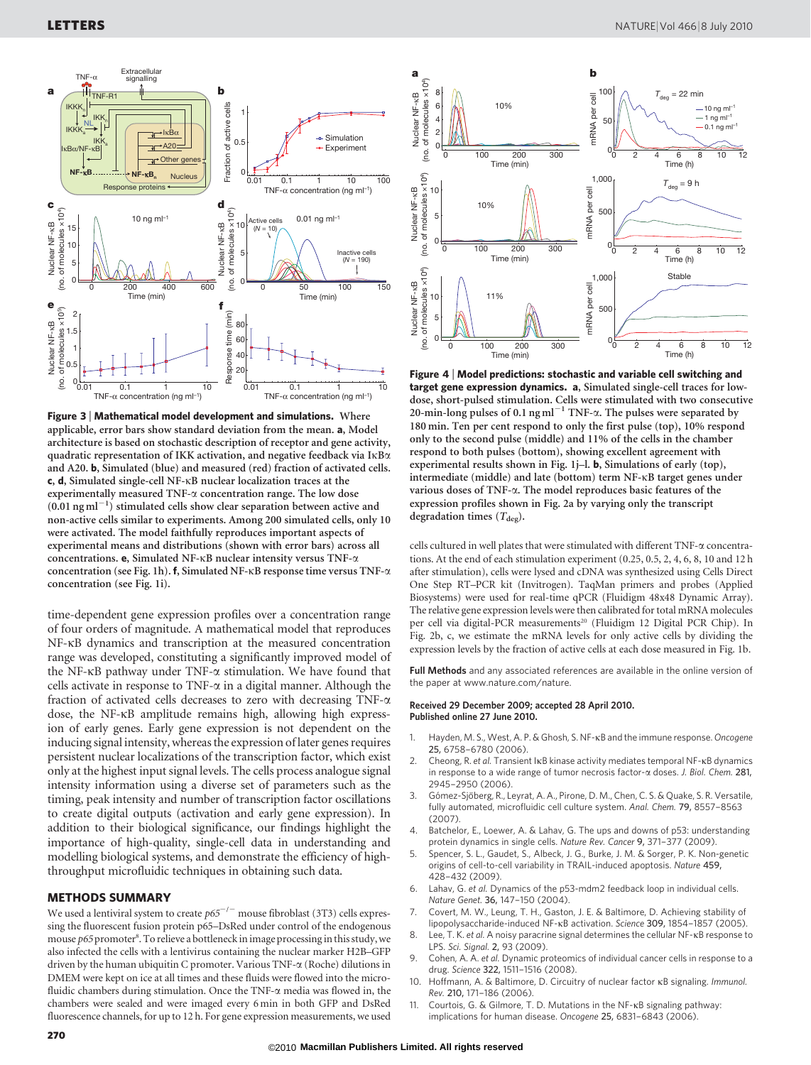**Figure 3 | Mathematical model development and simulations.** Where applicable, error bars show standard deviation from the mean. **a**, Model architecture is based on stochastic description of receptor and gene activity, quadratic representation of IKK activation, and negative feedback via IκBα and A20. **b**, Simulated (blue) and measured (red) fraction of activated cells. **c**, **d**, Simulated single-cell NF-κB nuclear localization traces at the experimentally measured TNF-α concentration range. The low dose ($0.01\ \mathrm{ng\,ml^{-1}}$) stimulated cells show clear separation between active and non-active cells similar to experiments. Among 200 simulated cells, only 10 were activated. The model faithfully reproduces important aspects of experimental means and distributions (shown with error bars) across all concentrations. **e**, Simulated NF-κB nuclear intensity versus TNF-α concentration (see Fig. 1h). **f**, Simulated NF-κB response time versus TNF-α concentration (see Fig. 1i).

**Figure 4 | Model predictions: stochastic and variable cell switching and target gene expression dynamics. a**, Simulated single-cell traces for low-dose, short-pulsed stimulation. Cells were stimulated with two consecutive 20-min-long pulses of $0.1\ \mathrm{ng\,ml^{-1}}$ TNF-α. The pulses were separated by 180 min. Ten per cent respond to only the first pulse (top), 10% respond only to the second pulse (middle) and 11% of the cells in the chamber respond to both pulses (bottom), showing excellent agreement with experimental results shown in Fig. 1j–l. **b**, Simulations of early (top), intermediate (middle) and late (bottom) term NF-κB target genes under various doses of TNF-α. The model reproduces basic features of the expression profiles shown in Fig. 2a by varying only the transcript degradation times ($T_{\mathrm{deg}}$).

time-dependent gene expression profiles over a concentration range of four orders of magnitude. A mathematical model that reproduces NF-κB dynamics and transcription at the measured concentration range was developed, constituting a significantly improved model of the NF-κB pathway under TNF-α stimulation. We have found that cells activate in response to TNF-α in a digital manner. Although the fraction of activated cells decreases to zero with decreasing TNF-α dose, the NF-κB amplitude remains high, allowing high expression of early genes. Early gene expression is not dependent on the inducing signal intensity, whereas the expression of later genes requires persistent nuclear localizations of the transcription factor, which exist only at the highest input signal levels. The cells process analogue signal intensity information using a diverse set of parameters such as the timing, peak intensity and number of transcription factor oscillations to create digital outputs (activation and early gene expression). In addition to their biological significance, our findings highlight the importance of high-quality, single-cell data in understanding and modelling biological systems, and demonstrate the efficiency of high-throughput microfluidic techniques in obtaining such data.

## METHODS SUMMARY

We used a lentiviral system to create $p65^{-/-}$ mouse fibroblast (3T3) cells expressing the fluorescent fusion protein p65–DsRed under control of the endogenous mouse *p65* promoter[8]. To relieve a bottleneck in image processing in this study, we also infected the cells with a lentivirus containing the nuclear marker H2B–GFP driven by the human ubiquitin C promoter. Various TNF-α (Roche) dilutions in DMEM were kept on ice at all times and these fluids were flowed into the microfluidic chambers during stimulation. Once the TNF-α media was flowed in, the chambers were sealed and were imaged every 6 min in both GFP and DsRed fluorescence channels, for up to 12 h. For gene expression measurements, we used cells cultured in well plates that were stimulated with different TNF-α concentrations. At the end of each stimulation experiment (0.25, 0.5, 2, 4, 6, 8, 10 and 12 h after stimulation), cells were lysed and cDNA was synthesized using Cells Direct One Step RT–PCR kit (Invitrogen). TaqMan primers and probes (Applied Biosystems) were used for real-time qPCR (Fluidigm 48x48 Dynamic Array). The relative gene expression levels were then calibrated for total mRNA molecules per cell via digital-PCR measurements[20] (Fluidigm 12 Digital PCR Chip). In Fig. 2b, c, we estimate the mRNA levels for only active cells by dividing the expression levels by the fraction of active cells at each dose measured in Fig. 1b.

**Full Methods** and any associated references are available in the online version of the paper at www.nature.com/nature.

**Received 29 December 2009; accepted 28 April 2010.**
**Published online 27 June 2010.**

1. Hayden, M. S., West, A. P. & Ghosh, S. NF-κB and the immune response. *Oncogene* 25, 6758–6780 (2006).
2. Cheong, R. *et al.* Transient IκB kinase activity mediates temporal NF-κB dynamics in response to a wide range of tumor necrosis factor-α doses. *J. Biol. Chem.* 281, 2945–2950 (2006).
3. Gómez-Sjöberg, R., Leyrat, A. A., Pirone, D. M., Chen, C. S. & Quake, S. R. Versatile, fully automated, microfluidic cell culture system. *Anal. Chem.* 79, 8557–8563 (2007).
4. Batchelor, E., Loewer, A. & Lahav, G. The ups and downs of p53: understanding protein dynamics in single cells. *Nature Rev. Cancer* 9, 371–377 (2009).
5. Spencer, S. L., Gaudet, S., Albeck, J. G., Burke, J. M. & Sorger, P. K. Non-genetic origins of cell-to-cell variability in TRAIL-induced apoptosis. *Nature* 459, 428–432 (2009).
6. Lahav, G. *et al.* Dynamics of the p53-mdm2 feedback loop in individual cells. *Nature Genet.* 36, 147–150 (2004).
7. Covert, M. W., Leung, T. H., Gaston, J. E. & Baltimore, D. Achieving stability of lipopolysaccharide-induced NF-κB activation. *Science* 309, 1854–1857 (2005).
8. Lee, T. K. *et al.* A noisy paracrine signal determines the cellular NF-κB response to LPS. *Sci. Signal.* 2, 93 (2009).
9. Cohen, A. A. *et al.* Dynamic proteomics of individual cancer cells in response to a drug. *Science* 322, 1511–1516 (2008).
10. Hoffmann, A. & Baltimore, D. Circuitry of nuclear factor κB signaling. *Immunol. Rev.* 210, 171–186 (2006).
11. Courtois, G. & Gilmore, T. D. Mutations in the NF-κB signaling pathway: implications for human disease. *Oncogene* 25, 6831–6843 (2006).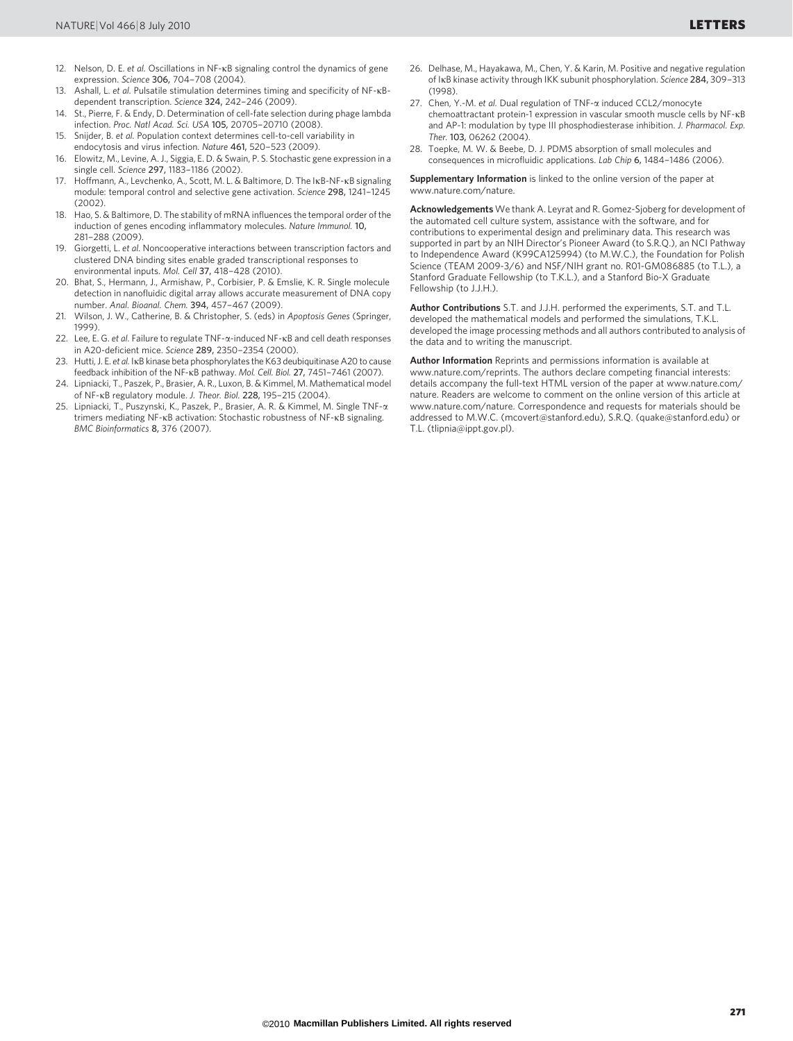12. Nelson, D. E. *et al.* Oscillations in NF-κB signaling control the dynamics of gene expression. *Science* **306,** 704–708 (2004).
13. Ashall, L. *et al.* Pulsatile stimulation determines timing and specificity of NF-κB-dependent transcription. *Science* **324,** 242–246 (2009).
14. St., Pierre, F. & Endy, D. Determination of cell-fate selection during phage lambda infection. *Proc. Natl Acad. Sci. USA* **105,** 20705–20710 (2008).
15. Snijder, B. *et al.* Population context determines cell-to-cell variability in endocytosis and virus infection. *Nature* **461,** 520–523 (2009).
16. Elowitz, M., Levine, A. J., Siggia, E. D. & Swain, P. S. Stochastic gene expression in a single cell. *Science* **297,** 1183–1186 (2002).
17. Hoffmann, A., Levchenko, A., Scott, M. L. & Baltimore, D. The IκB-NF-κB signaling module: temporal control and selective gene activation. *Science* **298,** 1241–1245 (2002).
18. Hao, S. & Baltimore, D. The stability of mRNA influences the temporal order of the induction of genes encoding inflammatory molecules. *Nature Immunol.* **10,** 281–288 (2009).
19. Giorgetti, L. *et al.* Noncooperative interactions between transcription factors and clustered DNA binding sites enable graded transcriptional responses to environmental inputs. *Mol. Cell* **37,** 418–428 (2010).
20. Bhat, S., Hermann, J., Armishaw, P., Corbisier, P. & Emslie, K. R. Single molecule detection in nanofluidic digital array allows accurate measurement of DNA copy number. *Anal. Bioanal. Chem.* **394,** 457–467 (2009).
21. Wilson, J. W., Catherine, B. & Christopher, S. (eds) in *Apoptosis Genes* (Springer, 1999).
22. Lee, E. G. *et al.* Failure to regulate TNF-α-induced NF-κB and cell death responses in A20-deficient mice. *Science* **289,** 2350–2354 (2000).
23. Hutti, J. E. *et al.* IκB kinase beta phosphorylates the K63 deubiquitinase A20 to cause feedback inhibition of the NF-κB pathway. *Mol. Cell. Biol.* **27,** 7451–7461 (2007).
24. Lipniacki, T., Paszek, P., Brasier, A. R., Luxon, B. & Kimmel, M. Mathematical model of NF-κB regulatory module. *J. Theor. Biol.* **228,** 195–215 (2004).
25. Lipniacki, T., Puszynski, K., Paszek, P., Brasier, A. R. & Kimmel, M. Single TNF-α trimers mediating NF-κB activation: Stochastic robustness of NF-κB signaling. *BMC Bioinformatics* **8,** 376 (2007).
26. Delhase, M., Hayakawa, M., Chen, Y. & Karin, M. Positive and negative regulation of IκB kinase activity through IKK subunit phosphorylation. *Science* **284,** 309–313 (1998).
27. Chen, Y.-M. *et al.* Dual regulation of TNF-α induced CCL2/monocyte chemoattractant protein-1 expression in vascular smooth muscle cells by NF-κB and AP-1: modulation by type III phosphodiesterase inhibition. *J. Pharmacol. Exp. Ther.* **103,** 06262 (2004).
28. Toepke, M. W. & Beebe, D. J. PDMS absorption of small molecules and consequences in microfluidic applications. *Lab Chip* **6,** 1484–1486 (2006).

**Supplementary Information** is linked to the online version of the paper at www.nature.com/nature.

**Acknowledgements** We thank A. Leyrat and R. Gomez-Sjoberg for development of the automated cell culture system, assistance with the software, and for contributions to experimental design and preliminary data. This research was supported in part by an NIH Director's Pioneer Award (to S.R.Q.), an NCI Pathway to Independence Award (K99CA125994) (to M.W.C.), the Foundation for Polish Science (TEAM 2009-3/6) and NSF/NIH grant no. R01-GM086885 (to T.L.), a Stanford Graduate Fellowship (to T.K.L.), and a Stanford Bio-X Graduate Fellowship (to J.J.H.).

**Author Contributions** S.T. and J.J.H. performed the experiments, S.T. and T.L. developed the mathematical models and performed the simulations, T.K.L. developed the image processing methods and all authors contributed to analysis of the data and to writing the manuscript.

**Author Information** Reprints and permissions information is available at www.nature.com/reprints. The authors declare competing financial interests: details accompany the full-text HTML version of the paper at www.nature.com/nature. Readers are welcome to comment on the online version of this article at www.nature.com/nature. Correspondence and requests for materials should be addressed to M.W.C. (mcovert@stanford.edu), S.R.Q. (quake@stanford.edu) or T.L. (tlipnia@ippt.gov.pl).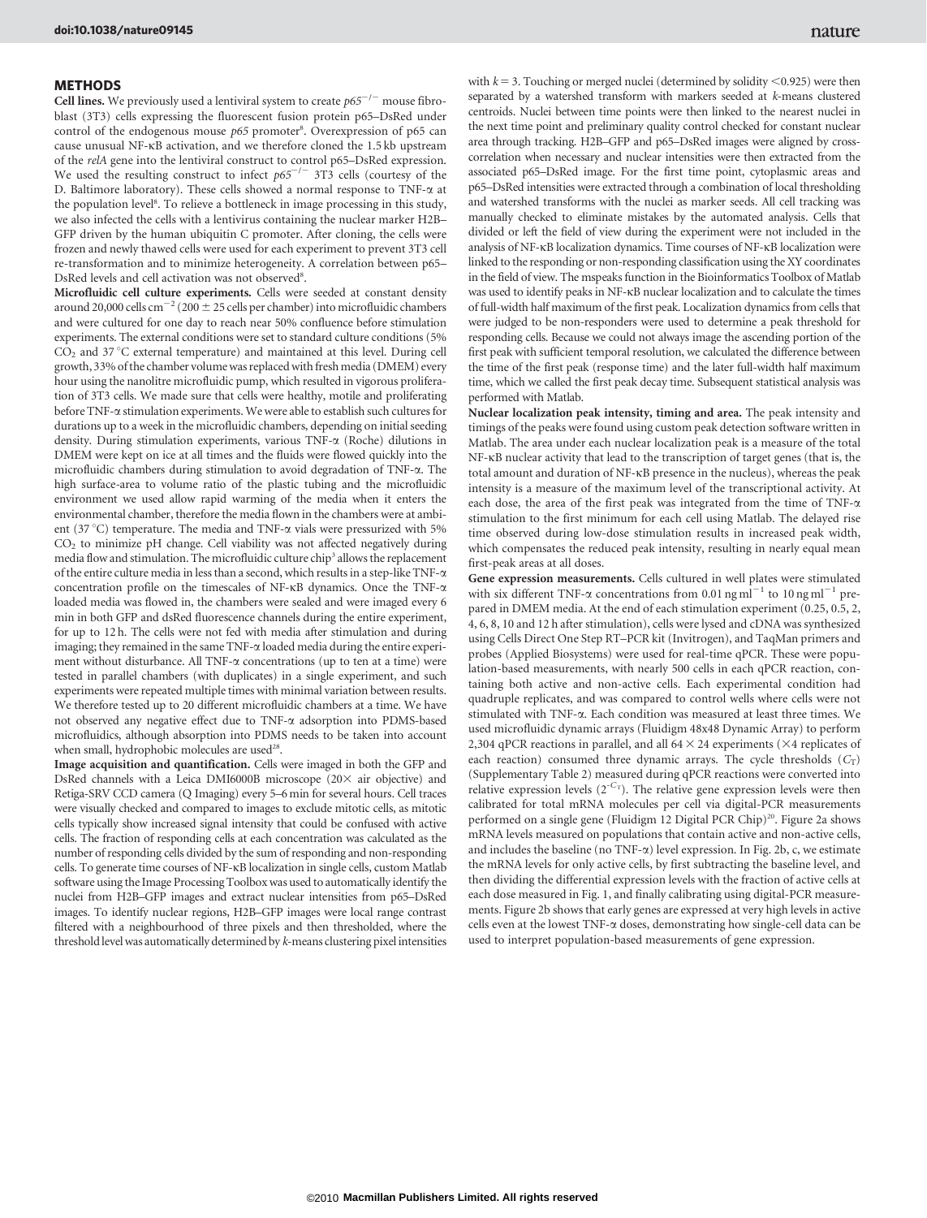## METHODS

**Cell lines.** We previously used a lentiviral system to create *p65*$^{-/-}$ mouse fibroblast (3T3) cells expressing the fluorescent fusion protein p65–DsRed under control of the endogenous mouse *p65* promoter[8]. Overexpression of p65 can cause unusual NF-κB activation, and we therefore cloned the 1.5 kb upstream of the *relA* gene into the lentiviral construct to control p65–DsRed expression. We used the resulting construct to infect *p65*$^{-/-}$ 3T3 cells (courtesy of the D. Baltimore laboratory). These cells showed a normal response to TNF-α at the population level[8]. To relieve a bottleneck in image processing in this study, we also infected the cells with a lentivirus containing the nuclear marker H2B–GFP driven by the human ubiquitin C promoter. After cloning, the cells were frozen and newly thawed cells were used for each experiment to prevent 3T3 cell re-transformation and to minimize heterogeneity. A correlation between p65–DsRed levels and cell activation was not observed[8].

**Microfluidic cell culture experiments.** Cells were seeded at constant density around 20,000 cells cm$^{-2}$ (200 ± 25 cells per chamber) into microfluidic chambers and were cultured for one day to reach near 50% confluence before stimulation experiments. The external conditions were set to standard culture conditions (5% $CO_2$ and 37 °C external temperature) and maintained at this level. During cell growth, 33% of the chamber volume was replaced with fresh media (DMEM) every hour using the nanolitre microfluidic pump, which resulted in vigorous proliferation of 3T3 cells. We made sure that cells were healthy, motile and proliferating before TNF-α stimulation experiments. We were able to establish such cultures for durations up to a week in the microfluidic chambers, depending on initial seeding density. During stimulation experiments, various TNF-α (Roche) dilutions in DMEM were kept on ice at all times and the fluids were flowed quickly into the microfluidic chambers during stimulation to avoid degradation of TNF-α. The high surface-area to volume ratio of the plastic tubing and the microfluidic environment we used allow rapid warming of the media when it enters the environmental chamber, therefore the media flown in the chambers were at ambient (37 °C) temperature. The media and TNF-α vials were pressurized with 5% $CO_2$ to minimize pH change. Cell viability was not affected negatively during media flow and stimulation. The microfluidic culture chip[3] allows the replacement of the entire culture media in less than a second, which results in a step-like TNF-α concentration profile on the timescales of NF-κB dynamics. Once the TNF-α loaded media was flowed in, the chambers were sealed and were imaged every 6 min in both GFP and dsRed fluorescence channels during the entire experiment, for up to 12 h. The cells were not fed with media after stimulation and during imaging; they remained in the same TNF-α loaded media during the entire experiment without disturbance. All TNF-α concentrations (up to ten at a time) were tested in parallel chambers (with duplicates) in a single experiment, and such experiments were repeated multiple times with minimal variation between results. We therefore tested up to 20 different microfluidic chambers at a time. We have not observed any negative effect due to TNF-α adsorption into PDMS-based microfluidics, although absorption into PDMS needs to be taken into account when small, hydrophobic molecules are used[28].

**Image acquisition and quantification.** Cells were imaged in both the GFP and DsRed channels with a Leica DMI6000B microscope (20× air objective) and Retiga-SRV CCD camera (Q Imaging) every 5–6 min for several hours. Cell traces were visually checked and compared to images to exclude mitotic cells, as mitotic cells typically show increased signal intensity that could be confused with active cells. The fraction of responding cells at each concentration was calculated as the number of responding cells divided by the sum of responding and non-responding cells. To generate time courses of NF-κB localization in single cells, custom Matlab software using the Image Processing Toolbox was used to automatically identify the nuclei from H2B–GFP images and extract nuclear intensities from p65–DsRed images. To identify nuclear regions, H2B–GFP images were local range contrast filtered with a neighbourhood of three pixels and then thresholded, where the threshold level was automatically determined by *k*-means clustering pixel intensities with $k = 3$. Touching or merged nuclei (determined by solidity <0.925) were then separated by a watershed transform with markers seeded at *k*-means clustered centroids. Nuclei between time points were then linked to the nearest nuclei in the next time point and preliminary quality control checked for constant nuclear area through tracking. H2B–GFP and p65–DsRed images were aligned by cross-correlation when necessary and nuclear intensities were then extracted from the associated p65–DsRed image. For the first time point, cytoplasmic areas and p65–DsRed intensities were extracted through a combination of local thresholding and watershed transforms with the nuclei as marker seeds. All cell tracking was manually checked to eliminate mistakes by the automated analysis. Cells that divided or left the field of view during the experiment were not included in the analysis of NF-κB localization dynamics. Time courses of NF-κB localization were linked to the responding or non-responding classification using the XY coordinates in the field of view. The mspeaks function in the Bioinformatics Toolbox of Matlab was used to identify peaks in NF-κB nuclear localization and to calculate the times of full-width half maximum of the first peak. Localization dynamics from cells that were judged to be non-responders were used to determine a peak threshold for responding cells. Because we could not always image the ascending portion of the first peak with sufficient temporal resolution, we calculated the difference between the time of the first peak (response time) and the later full-width half maximum time, which we called the first peak decay time. Subsequent statistical analysis was performed with Matlab.

**Nuclear localization peak intensity, timing and area.** The peak intensity and timings of the peaks were found using custom peak detection software written in Matlab. The area under each nuclear localization peak is a measure of the total NF-κB nuclear activity that lead to the transcription of target genes (that is, the total amount and duration of NF-κB presence in the nucleus), whereas the peak intensity is a measure of the maximum level of the transcriptional activity. At each dose, the area of the first peak was integrated from the time of TNF-α stimulation to the first minimum for each cell using Matlab. The delayed rise time observed during low-dose stimulation results in increased peak width, which compensates the reduced peak intensity, resulting in nearly equal mean first-peak areas at all doses.

**Gene expression measurements.** Cells cultured in well plates were stimulated with six different TNF-α concentrations from 0.01 ng ml$^{-1}$ to 10 ng ml$^{-1}$ prepared in DMEM media. At the end of each stimulation experiment (0.25, 0.5, 2, 4, 6, 8, 10 and 12 h after stimulation), cells were lysed and cDNA was synthesized using Cells Direct One Step RT–PCR kit (Invitrogen), and TaqMan primers and probes (Applied Biosystems) were used for real-time qPCR. These were population-based measurements, with nearly 500 cells in each qPCR reaction, containing both active and non-active cells. Each experimental condition had quadruple replicates, and was compared to control wells where cells were not stimulated with TNF-α. Each condition was measured at least three times. We used microfluidic dynamic arrays (Fluidigm 48x48 Dynamic Array) to perform 2,304 qPCR reactions in parallel, and all 64 × 24 experiments (×4 replicates of each reaction) consumed three dynamic arrays. The cycle thresholds ($C_T$) (Supplementary Table 2) measured during qPCR reactions were converted into relative expression levels ($2^{-C_T}$). The relative gene expression levels were then calibrated for total mRNA molecules per cell via digital-PCR measurements performed on a single gene (Fluidigm 12 Digital PCR Chip)[20]. Figure 2a shows mRNA levels measured on populations that contain active and non-active cells, and includes the baseline (no TNF-α) level expression. In Fig. 2b, c, we estimate the mRNA levels for only active cells, by first subtracting the baseline level, and then dividing the differential expression levels with the fraction of active cells at each dose measured in Fig. 1, and finally calibrating using digital-PCR measurements. Figure 2b shows that early genes are expressed at very high levels in active cells even at the lowest TNF-α doses, demonstrating how single-cell data can be used to interpret population-based measurements of gene expression.